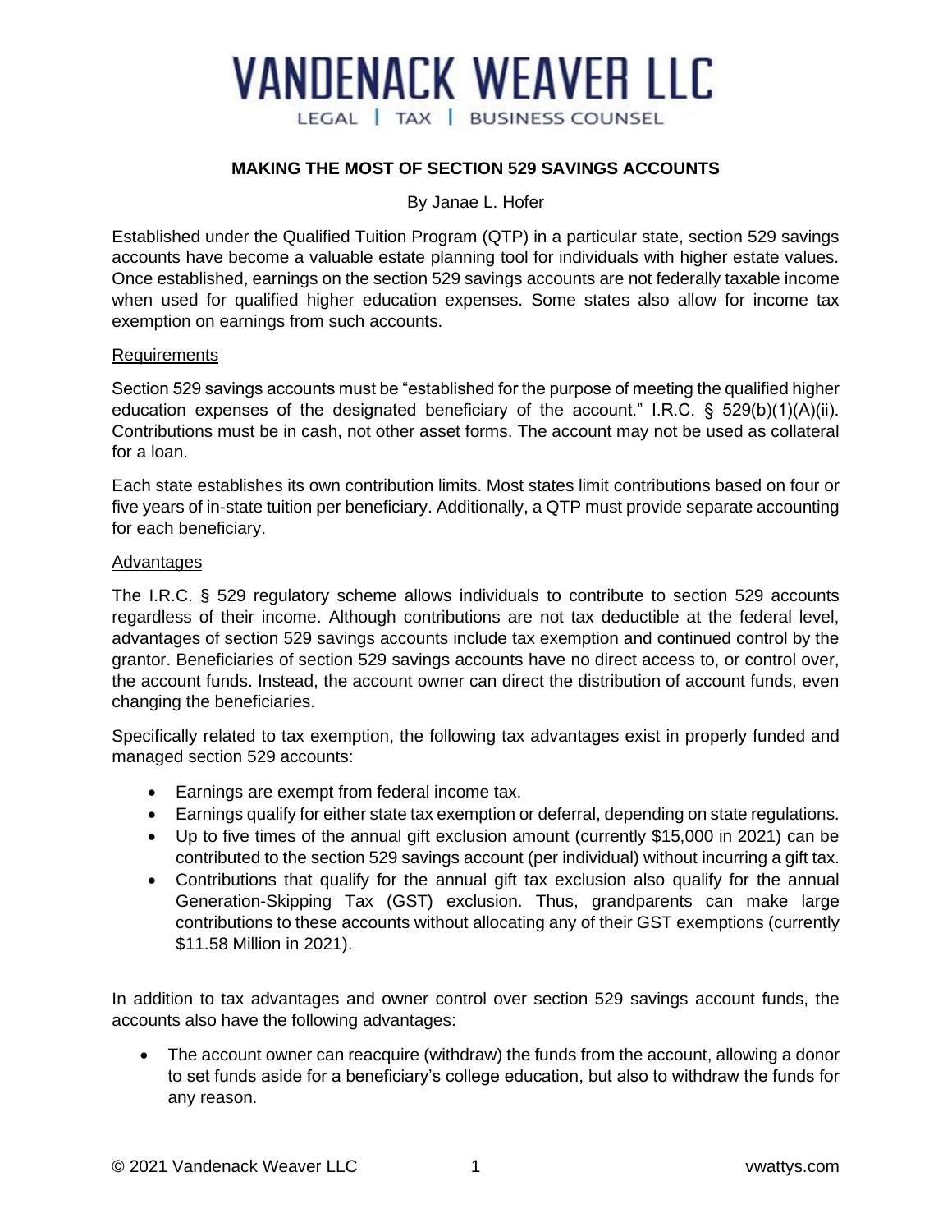# VANDENACK WEAVER LLC

LEGAL | TAX | BUSINESS COUNSEL

## MAKING THE MOST OF SECTION 529 SAVINGS ACCOUNTS

By Janae L. Hofer

Established under the Qualified Tuition Program (QTP) in a particular state, section 529 savings accounts have become a valuable estate planning tool for individuals with higher estate values. Once established, earnings on the section 529 savings accounts are not federally taxable income when used for qualified higher education expenses. Some states also allow for income tax exemption on earnings from such accounts.

### Requirements

Section 529 savings accounts must be "established for the purpose of meeting the qualified higher education expenses of the designated beneficiary of the account." I.R.C. § 529(b)(1)(A)(ii). Contributions must be in cash, not other asset forms. The account may not be used as collateral for a loan.

Each state establishes its own contribution limits. Most states limit contributions based on four or five years of in-state tuition per beneficiary. Additionally, a QTP must provide separate accounting for each beneficiary.

### Advantages

The I.R.C. § 529 regulatory scheme allows individuals to contribute to section 529 accounts regardless of their income. Although contributions are not tax deductible at the federal level, advantages of section 529 savings accounts include tax exemption and continued control by the grantor. Beneficiaries of section 529 savings accounts have no direct access to, or control over, the account funds. Instead, the account owner can direct the distribution of account funds, even changing the beneficiaries.

Specifically related to tax exemption, the following tax advantages exist in properly funded and managed section 529 accounts:

- Earnings are exempt from federal income tax.
- Earnings qualify for either state tax exemption or deferral, depending on state regulations.
- Up to five times of the annual gift exclusion amount (currently $15,000 in 2021) can be contributed to the section 529 savings account (per individual) without incurring a gift tax.
- Contributions that qualify for the annual gift tax exclusion also qualify for the annual Generation-Skipping Tax (GST) exclusion. Thus, grandparents can make large contributions to these accounts without allocating any of their GST exemptions (currently $11.58 Million in 2021).

In addition to tax advantages and owner control over section 529 savings account funds, the accounts also have the following advantages:

- The account owner can reacquire (withdraw) the funds from the account, allowing a donor to set funds aside for a beneficiary's college education, but also to withdraw the funds for any reason.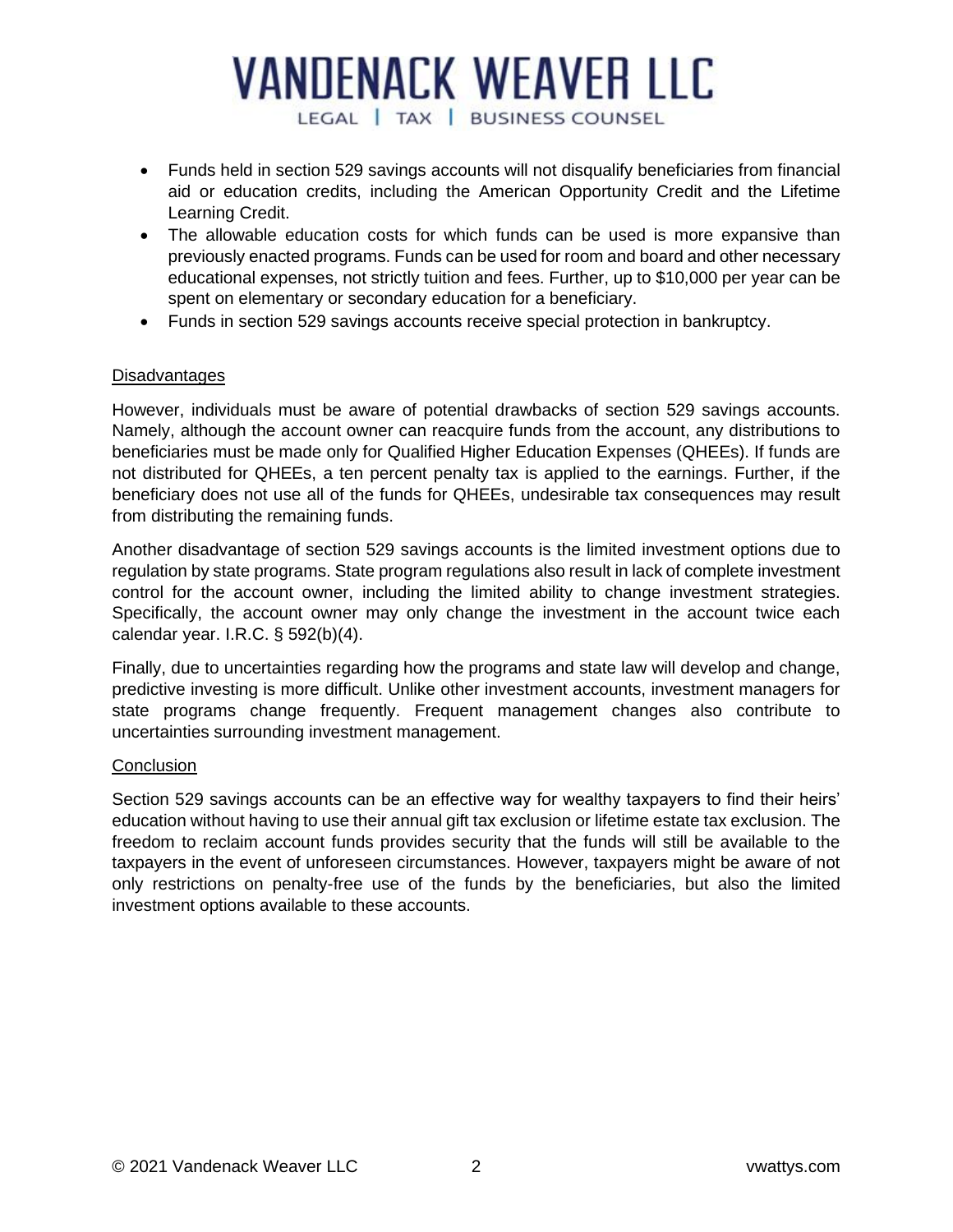- Funds held in section 529 savings accounts will not disqualify beneficiaries from financial aid or education credits, including the American Opportunity Credit and the Lifetime Learning Credit.
- The allowable education costs for which funds can be used is more expansive than previously enacted programs. Funds can be used for room and board and other necessary educational expenses, not strictly tuition and fees. Further, up to $10,000 per year can be spent on elementary or secondary education for a beneficiary.
- Funds in section 529 savings accounts receive special protection in bankruptcy.

<u>Disadvantages</u>

However, individuals must be aware of potential drawbacks of section 529 savings accounts. Namely, although the account owner can reacquire funds from the account, any distributions to beneficiaries must be made only for Qualified Higher Education Expenses (QHEEs). If funds are not distributed for QHEEs, a ten percent penalty tax is applied to the earnings. Further, if the beneficiary does not use all of the funds for QHEEs, undesirable tax consequences may result from distributing the remaining funds.

Another disadvantage of section 529 savings accounts is the limited investment options due to regulation by state programs. State program regulations also result in lack of complete investment control for the account owner, including the limited ability to change investment strategies. Specifically, the account owner may only change the investment in the account twice each calendar year. I.R.C. § 592(b)(4).

Finally, due to uncertainties regarding how the programs and state law will develop and change, predictive investing is more difficult. Unlike other investment accounts, investment managers for state programs change frequently. Frequent management changes also contribute to uncertainties surrounding investment management.

<u>Conclusion</u>

Section 529 savings accounts can be an effective way for wealthy taxpayers to find their heirs' education without having to use their annual gift tax exclusion or lifetime estate tax exclusion. The freedom to reclaim account funds provides security that the funds will still be available to the taxpayers in the event of unforeseen circumstances. However, taxpayers might be aware of not only restrictions on penalty-free use of the funds by the beneficiaries, but also the limited investment options available to these accounts.